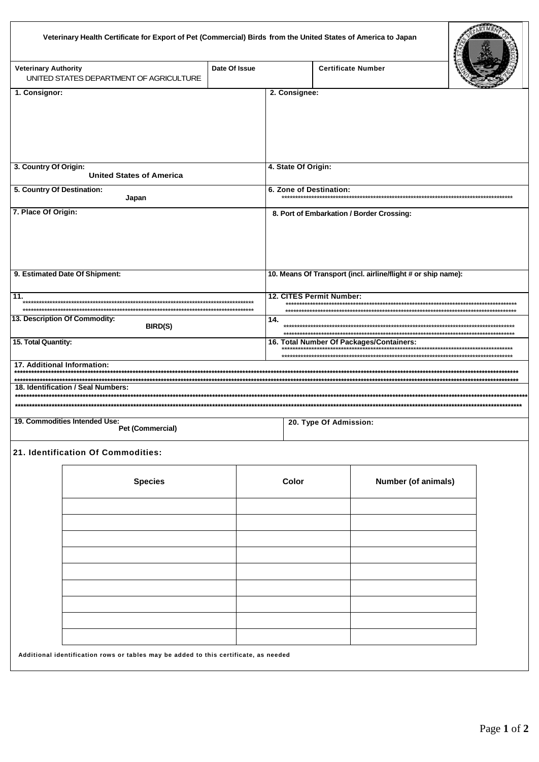# Veterinary Health Certificate for Export of Pet (Commercial) Birds from the United States of America to Japan

| Veterinary Authority | Date Of Issue | Certificate Number |
| --- | --- | --- |
| UNITED STATES DEPARTMENT OF AGRICULTURE | | |

| | |
| --- | --- |
| **1. Consignor:** | **2. Consignee:** |
| **3. Country Of Origin:** United States of America | **4. State Of Origin:** |
| **5. Country Of Destination:** Japan | **6. Zone of Destination:** ****************************************************************************************** |
| **7. Place Of Origin:** | **8. Port of Embarkation / Border Crossing:** |
| **9. Estimated Date Of Shipment:** | **10. Means Of Transport (incl. airline/flight # or ship name):** |
| **11.** ****************************************************************************************** | **12. CITES Permit Number:** ****************************************************************************************** |
| **13. Description Of Commodity:** BIRD(S) | **14.** ****************************************************************************************** |
| **15. Total Quantity:** | **16. Total Number Of Packages/Containers:** ****************************************************************************************** |

**17. Additional Information:**
****************************************************************************************************************************************************************

**18. Identification / Seal Numbers:**
****************************************************************************************************************************************************************

| | |
| --- | --- |
| **19. Commodities Intended Use:** Pet (Commercial) | **20. Type Of Admission:** |

**21. Identification Of Commodities:**

| Species | Color | Number (of animals) |
| --- | --- | --- |
| | | |
| | | |
| | | |
| | | |
| | | |
| | | |
| | | |
| | | |
| | | |

Additional identification rows or tables may be added to this certificate, as needed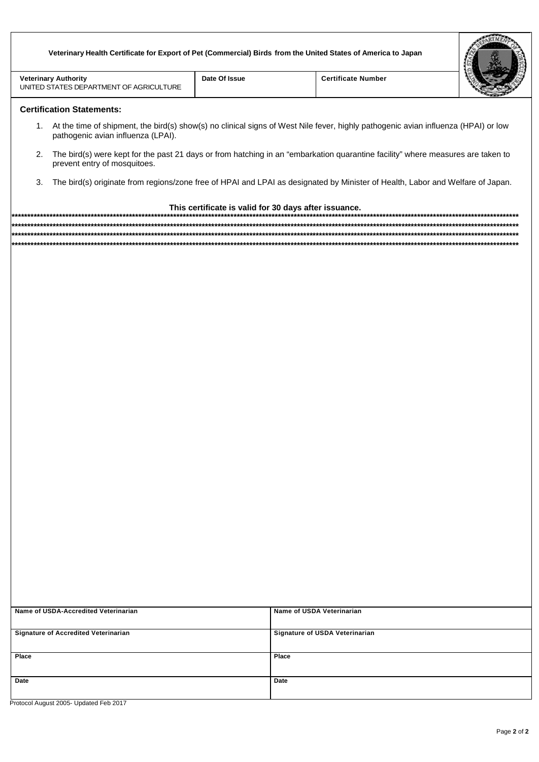**Veterinary Health Certificate for Export of Pet (Commercial) Birds from the United States of America to Japan**

| Veterinary Authority | Date Of Issue | Certificate Number |
|---|---|---|
| UNITED STATES DEPARTMENT OF AGRICULTURE | | |

### Certification Statements:

1. At the time of shipment, the bird(s) show(s) no clinical signs of West Nile fever, highly pathogenic avian influenza (HPAI) or low pathogenic avian influenza (LPAI).
2. The bird(s) were kept for the past 21 days or from hatching in an "embarkation quarantine facility" where measures are taken to prevent entry of mosquitoes.
3. The bird(s) originate from regions/zone free of HPAI and LPAI as designated by Minister of Health, Labor and Welfare of Japan.

**This certificate is valid for 30 days after issuance.**

****************************************************************************************************************************************************************
****************************************************************************************************************************************************************
****************************************************************************************************************************************************************
****************************************************************************************************************************************************************

| | |
|---|---|
| **Name of USDA-Accredited Veterinarian** | **Name of USDA Veterinarian** |
| **Signature of Accredited Veterinarian** | **Signature of USDA Veterinarian** |
| **Place** | **Place** |
| **Date** | **Date** |

Protocol August 2005- Updated Feb 2017